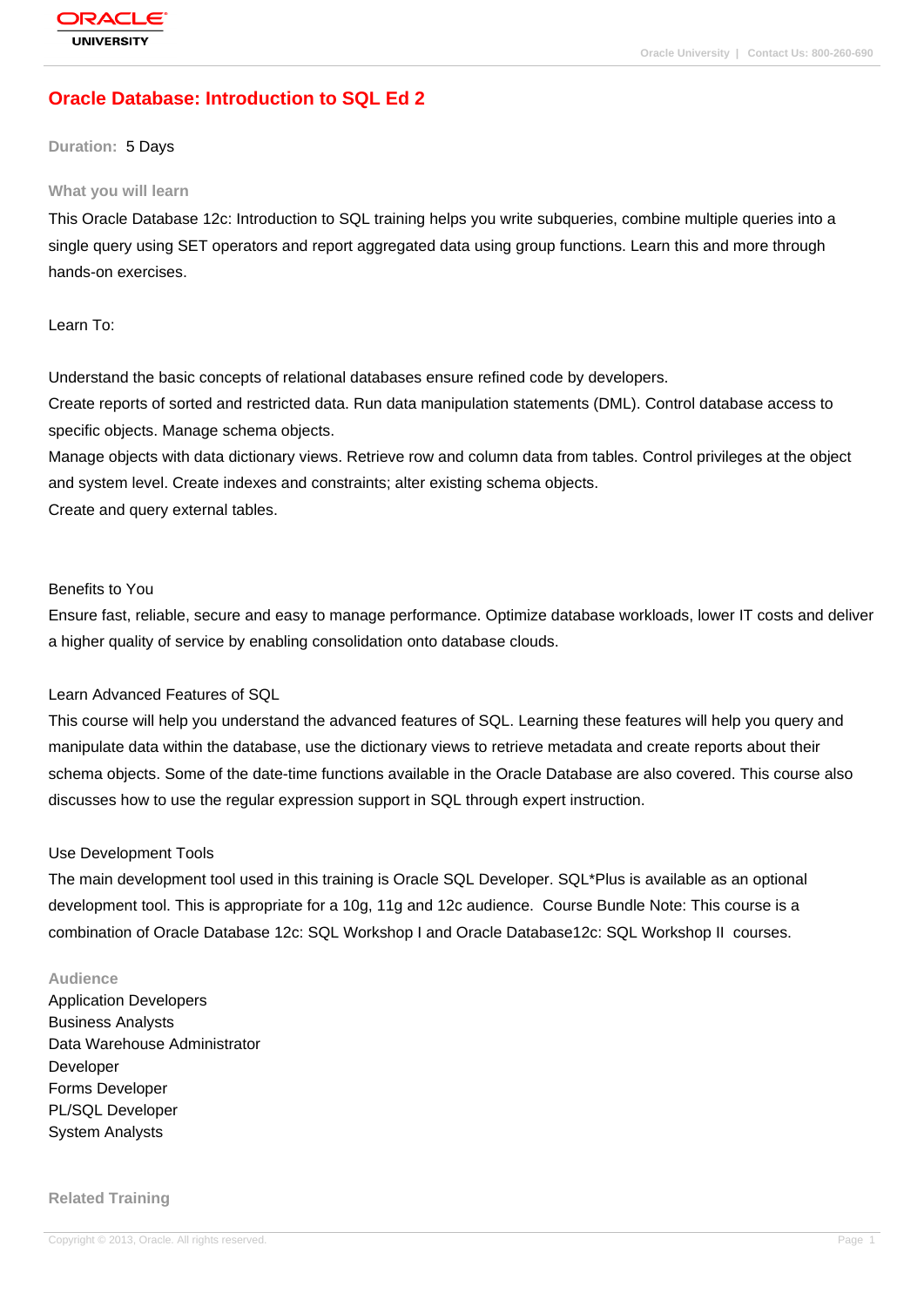# Oracle Database: Introduction to SQL Ed 2

**Duration:** 5 Days

## What you will learn

This Oracle Database 12c: Introduction to SQL training helps you write subqueries, combine multiple queries into a single query using SET operators and report aggregated data using group functions. Learn this and more through hands-on exercises.

Learn To:

Understand the basic concepts of relational databases ensure refined code by developers.
Create reports of sorted and restricted data. Run data manipulation statements (DML). Control database access to specific objects. Manage schema objects.
Manage objects with data dictionary views. Retrieve row and column data from tables. Control privileges at the object and system level. Create indexes and constraints; alter existing schema objects.
Create and query external tables.

Benefits to You
Ensure fast, reliable, secure and easy to manage performance. Optimize database workloads, lower IT costs and deliver a higher quality of service by enabling consolidation onto database clouds.

Learn Advanced Features of SQL
This course will help you understand the advanced features of SQL. Learning these features will help you query and manipulate data within the database, use the dictionary views to retrieve metadata and create reports about their schema objects. Some of the date-time functions available in the Oracle Database are also covered. This course also discusses how to use the regular expression support in SQL through expert instruction.

Use Development Tools
The main development tool used in this training is Oracle SQL Developer. SQL*Plus is available as an optional development tool. This is appropriate for a 10g, 11g and 12c audience. Course Bundle Note: This course is a combination of Oracle Database 12c: SQL Workshop I and Oracle Database12c: SQL Workshop II courses.

## Audience

Application Developers
Business Analysts
Data Warehouse Administrator
Developer
Forms Developer
PL/SQL Developer
System Analysts

## Related Training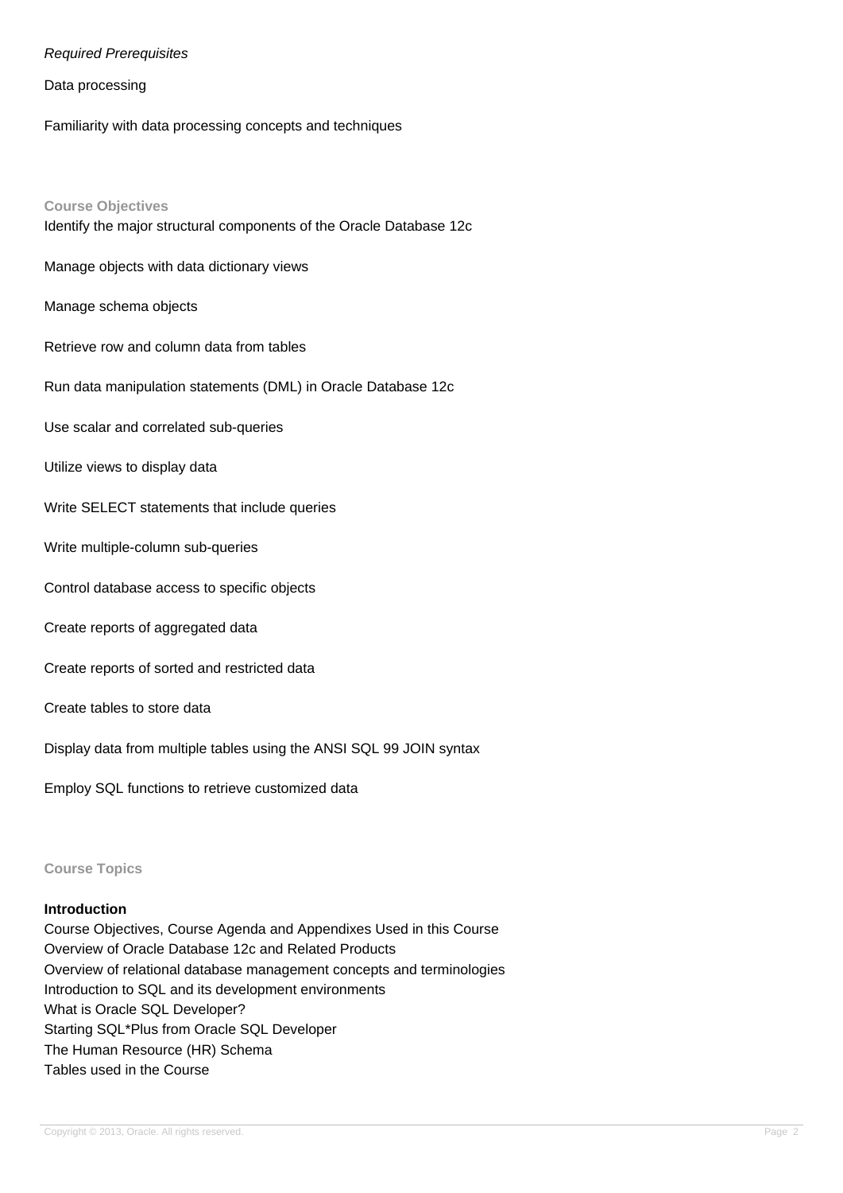*Required Prerequisites*

Data processing

Familiarity with data processing concepts and techniques

## Course Objectives

Identify the major structural components of the Oracle Database 12c

Manage objects with data dictionary views

Manage schema objects

Retrieve row and column data from tables

Run data manipulation statements (DML) in Oracle Database 12c

Use scalar and correlated sub-queries

Utilize views to display data

Write SELECT statements that include queries

Write multiple-column sub-queries

Control database access to specific objects

Create reports of aggregated data

Create reports of sorted and restricted data

Create tables to store data

Display data from multiple tables using the ANSI SQL 99 JOIN syntax

Employ SQL functions to retrieve customized data

## Course Topics

**Introduction**

Course Objectives, Course Agenda and Appendixes Used in this Course
Overview of Oracle Database 12c and Related Products
Overview of relational database management concepts and terminologies
Introduction to SQL and its development environments
What is Oracle SQL Developer?
Starting SQL*Plus from Oracle SQL Developer
The Human Resource (HR) Schema
Tables used in the Course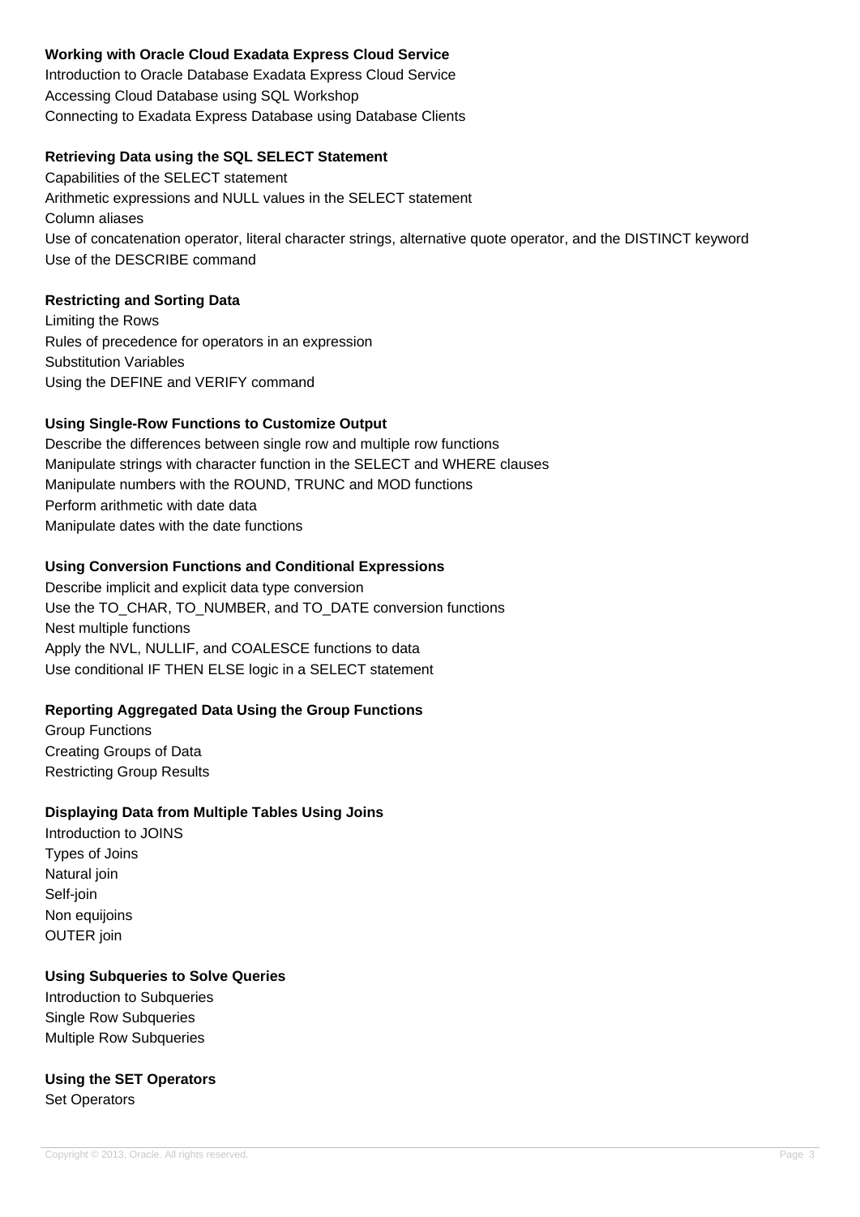**Working with Oracle Cloud Exadata Express Cloud Service**

Introduction to Oracle Database Exadata Express Cloud Service
Accessing Cloud Database using SQL Workshop
Connecting to Exadata Express Database using Database Clients

**Retrieving Data using the SQL SELECT Statement**

Capabilities of the SELECT statement
Arithmetic expressions and NULL values in the SELECT statement
Column aliases
Use of concatenation operator, literal character strings, alternative quote operator, and the DISTINCT keyword
Use of the DESCRIBE command

**Restricting and Sorting Data**

Limiting the Rows
Rules of precedence for operators in an expression
Substitution Variables
Using the DEFINE and VERIFY command

**Using Single-Row Functions to Customize Output**

Describe the differences between single row and multiple row functions
Manipulate strings with character function in the SELECT and WHERE clauses
Manipulate numbers with the ROUND, TRUNC and MOD functions
Perform arithmetic with date data
Manipulate dates with the date functions

**Using Conversion Functions and Conditional Expressions**

Describe implicit and explicit data type conversion
Use the TO_CHAR, TO_NUMBER, and TO_DATE conversion functions
Nest multiple functions
Apply the NVL, NULLIF, and COALESCE functions to data
Use conditional IF THEN ELSE logic in a SELECT statement

**Reporting Aggregated Data Using the Group Functions**

Group Functions
Creating Groups of Data
Restricting Group Results

**Displaying Data from Multiple Tables Using Joins**

Introduction to JOINS
Types of Joins
Natural join
Self-join
Non equijoins
OUTER join

**Using Subqueries to Solve Queries**

Introduction to Subqueries
Single Row Subqueries
Multiple Row Subqueries

**Using the SET Operators**

Set Operators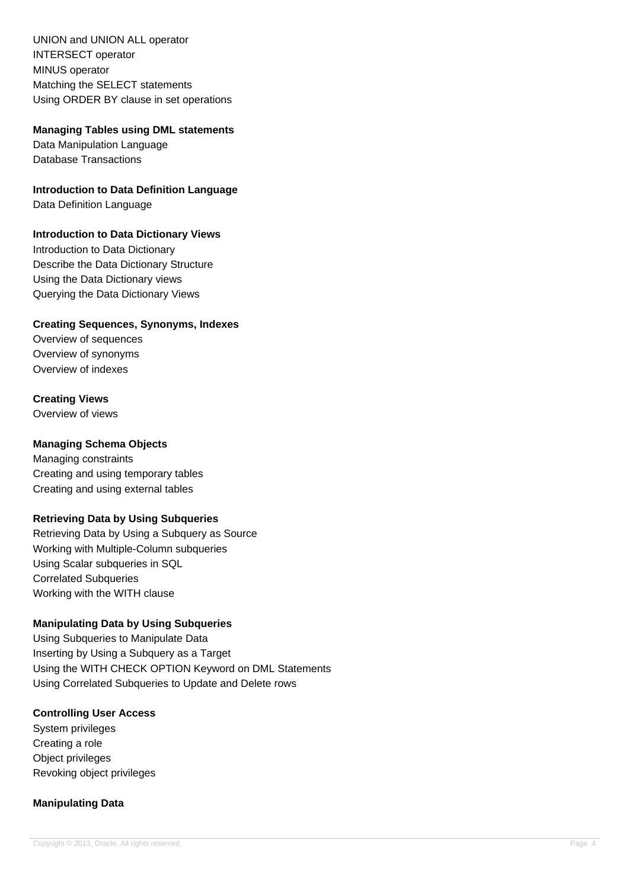UNION and UNION ALL operator
INTERSECT operator
MINUS operator
Matching the SELECT statements
Using ORDER BY clause in set operations

**Managing Tables using DML statements**
Data Manipulation Language
Database Transactions

**Introduction to Data Definition Language**
Data Definition Language

**Introduction to Data Dictionary Views**
Introduction to Data Dictionary
Describe the Data Dictionary Structure
Using the Data Dictionary views
Querying the Data Dictionary Views

**Creating Sequences, Synonyms, Indexes**
Overview of sequences
Overview of synonyms
Overview of indexes

**Creating Views**
Overview of views

**Managing Schema Objects**
Managing constraints
Creating and using temporary tables
Creating and using external tables

**Retrieving Data by Using Subqueries**
Retrieving Data by Using a Subquery as Source
Working with Multiple-Column subqueries
Using Scalar subqueries in SQL
Correlated Subqueries
Working with the WITH clause

**Manipulating Data by Using Subqueries**
Using Subqueries to Manipulate Data
Inserting by Using a Subquery as a Target
Using the WITH CHECK OPTION Keyword on DML Statements
Using Correlated Subqueries to Update and Delete rows

**Controlling User Access**
System privileges
Creating a role
Object privileges
Revoking object privileges

**Manipulating Data**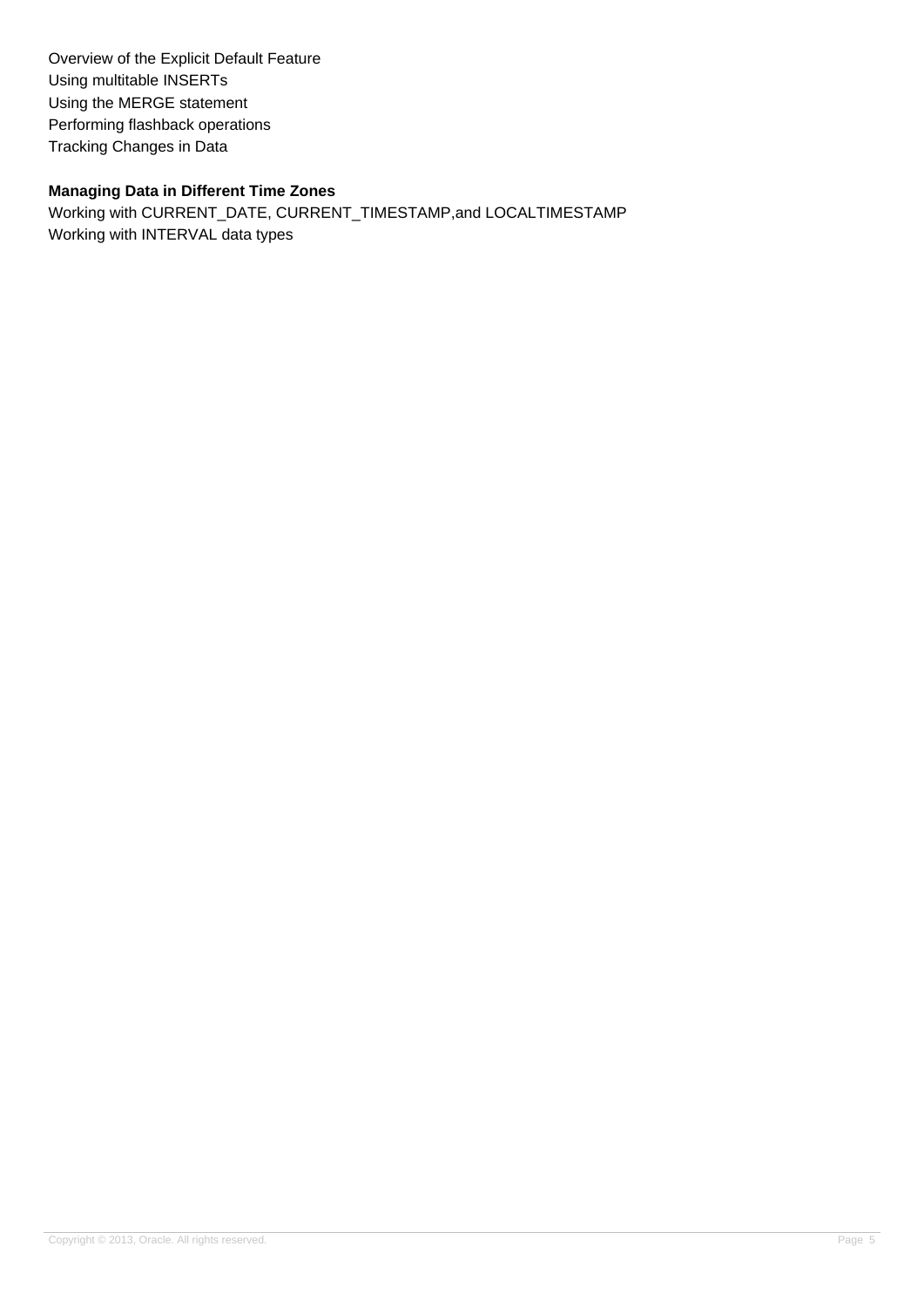Overview of the Explicit Default Feature
Using multitable INSERTs
Using the MERGE statement
Performing flashback operations
Tracking Changes in Data

**Managing Data in Different Time Zones**
Working with CURRENT_DATE, CURRENT_TIMESTAMP,and LOCALTIMESTAMP
Working with INTERVAL data types